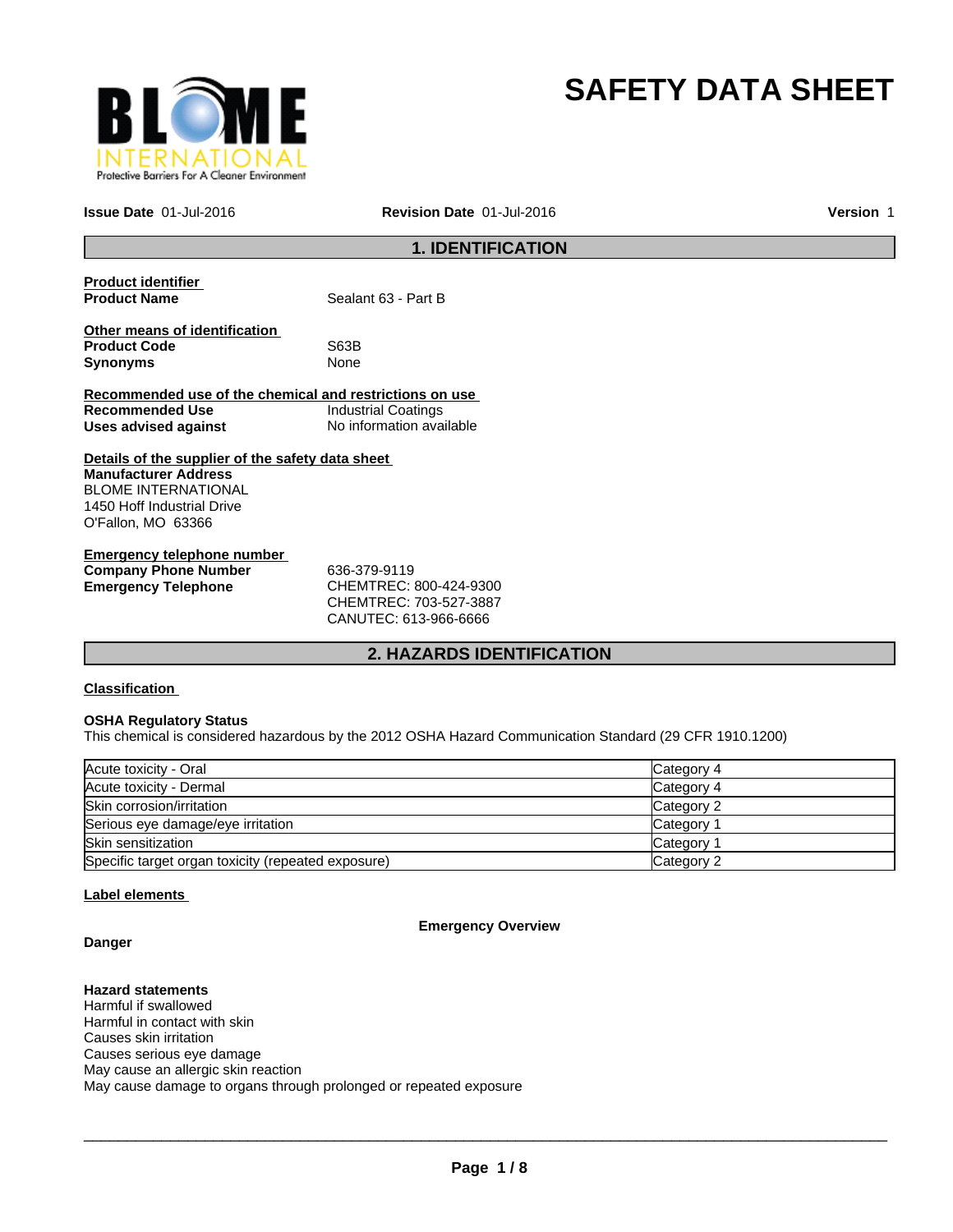# SAFETY DATA SHEET

**Issue Date** 01-Jul-2016 **Revision Date** 01-Jul-2016 **Version** 1

## 1. IDENTIFICATION

**Product identifier**

**Product Name** Sealant 63 - Part B

**Other means of identification**

**Product Code** S63B

**Synonyms** None

**Recommended use of the chemical and restrictions on use**

**Recommended Use** Industrial Coatings

**Uses advised against** No information available

**Details of the supplier of the safety data sheet**

**Manufacturer Address**
BLOME INTERNATIONAL
1450 Hoff Industrial Drive
O'Fallon, MO 63366

**Emergency telephone number**

**Company Phone Number** 636-379-9119

**Emergency Telephone** CHEMTREC: 800-424-9300
CHEMTREC: 703-527-3887
CANUTEC: 613-966-6666

## 2. HAZARDS IDENTIFICATION

**Classification**

**OSHA Regulatory Status**
This chemical is considered hazardous by the 2012 OSHA Hazard Communication Standard (29 CFR 1910.1200)

| | |
|---|---|
| Acute toxicity - Oral | Category 4 |
| Acute toxicity - Dermal | Category 4 |
| Skin corrosion/irritation | Category 2 |
| Serious eye damage/eye irritation | Category 1 |
| Skin sensitization | Category 1 |
| Specific target organ toxicity (repeated exposure) | Category 2 |

**Label elements**

**Emergency Overview**

**Danger**

**Hazard statements**
Harmful if swallowed
Harmful in contact with skin
Causes skin irritation
Causes serious eye damage
May cause an allergic skin reaction
May cause damage to organs through prolonged or repeated exposure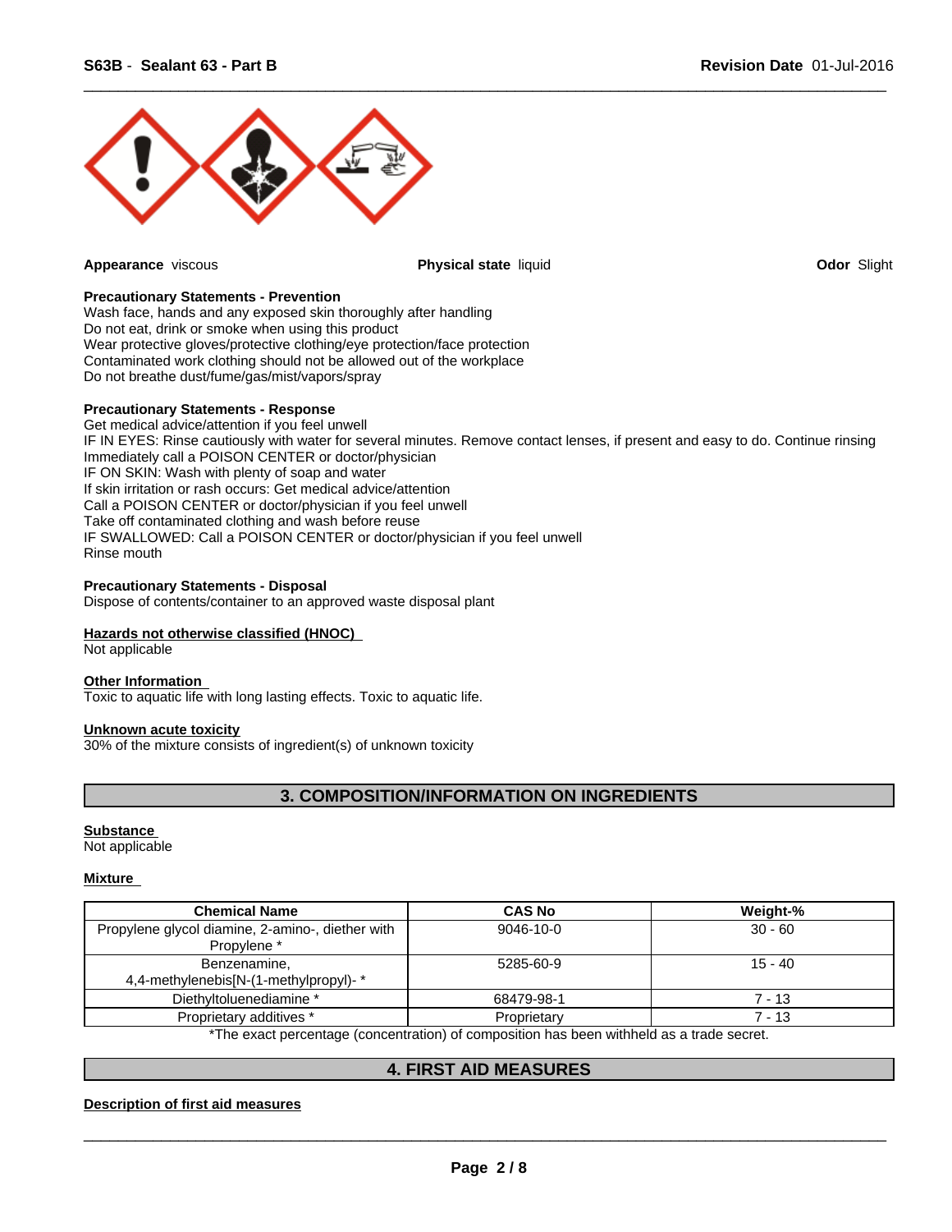**Appearance** viscous **Physical state** liquid **Odor** Slight

**Precautionary Statements - Prevention**
Wash face, hands and any exposed skin thoroughly after handling
Do not eat, drink or smoke when using this product
Wear protective gloves/protective clothing/eye protection/face protection
Contaminated work clothing should not be allowed out of the workplace
Do not breathe dust/fume/gas/mist/vapors/spray

**Precautionary Statements - Response**
Get medical advice/attention if you feel unwell
IF IN EYES: Rinse cautiously with water for several minutes. Remove contact lenses, if present and easy to do. Continue rinsing
Immediately call a POISON CENTER or doctor/physician
IF ON SKIN: Wash with plenty of soap and water
If skin irritation or rash occurs: Get medical advice/attention
Call a POISON CENTER or doctor/physician if you feel unwell
Take off contaminated clothing and wash before reuse
IF SWALLOWED: Call a POISON CENTER or doctor/physician if you feel unwell
Rinse mouth

**Precautionary Statements - Disposal**
Dispose of contents/container to an approved waste disposal plant

**Hazards not otherwise classified (HNOC)**
Not applicable

**Other Information**
Toxic to aquatic life with long lasting effects. Toxic to aquatic life.

**Unknown acute toxicity**
30% of the mixture consists of ingredient(s) of unknown toxicity

## 3. COMPOSITION/INFORMATION ON INGREDIENTS

**Substance**
Not applicable

**Mixture**

| Chemical Name | CAS No | Weight-% |
|---|---|---|
| Propylene glycol diamine, 2-amino-, diether with Propylene * | 9046-10-0 | 30 - 60 |
| Benzenamine, 4,4-methylenebis[N-(1-methylpropyl)- * | 5285-60-9 | 15 - 40 |
| Diethyltoluenediamine * | 68479-98-1 | 7 - 13 |
| Proprietary additives * | Proprietary | 7 - 13 |

*The exact percentage (concentration) of composition has been withheld as a trade secret.

## 4. FIRST AID MEASURES

**Description of first aid measures**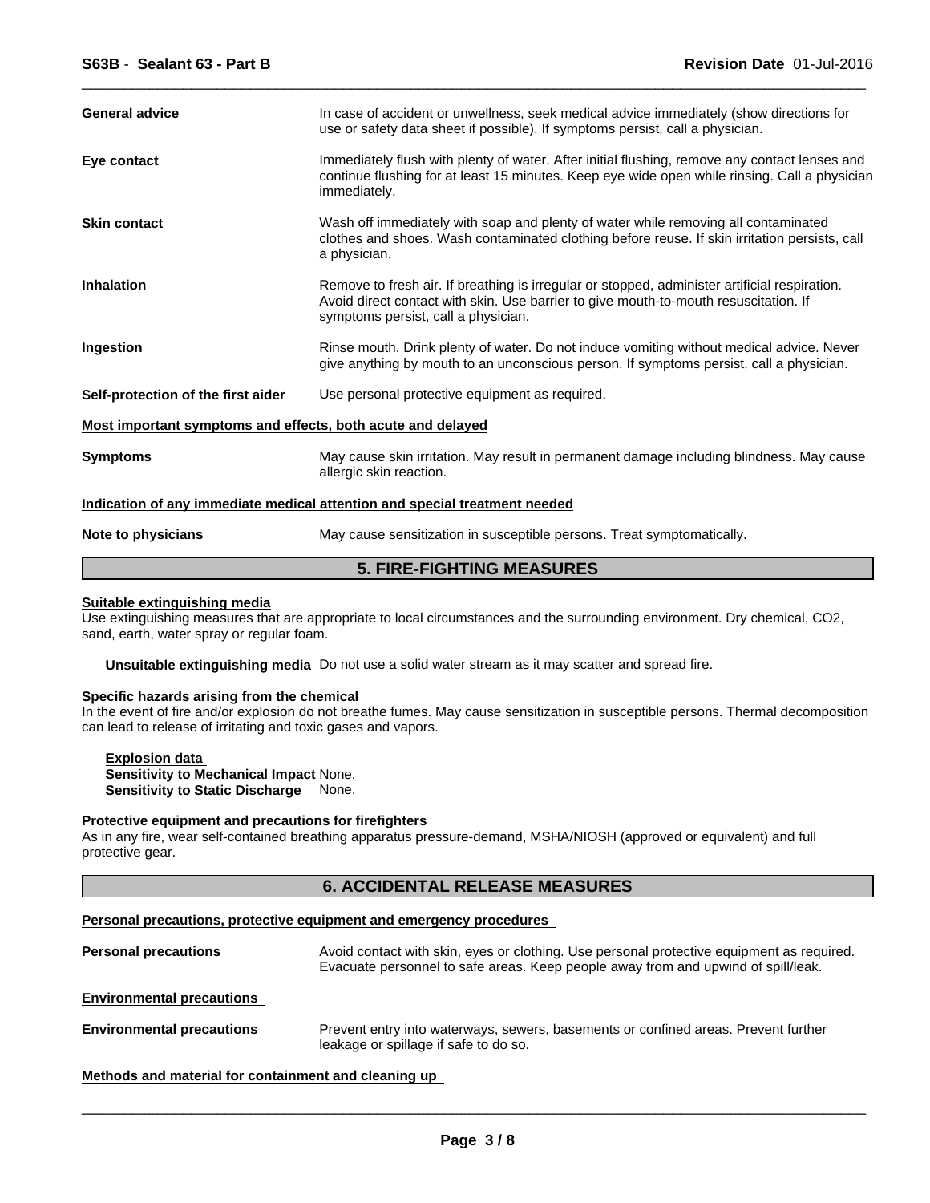| | |
|---|---|
| **General advice** | In case of accident or unwellness, seek medical advice immediately (show directions for use or safety data sheet if possible). If symptoms persist, call a physician. |
| **Eye contact** | Immediately flush with plenty of water. After initial flushing, remove any contact lenses and continue flushing for at least 15 minutes. Keep eye wide open while rinsing. Call a physician immediately. |
| **Skin contact** | Wash off immediately with soap and plenty of water while removing all contaminated clothes and shoes. Wash contaminated clothing before reuse. If skin irritation persists, call a physician. |
| **Inhalation** | Remove to fresh air. If breathing is irregular or stopped, administer artificial respiration. Avoid direct contact with skin. Use barrier to give mouth-to-mouth resuscitation. If symptoms persist, call a physician. |
| **Ingestion** | Rinse mouth. Drink plenty of water. Do not induce vomiting without medical advice. Never give anything by mouth to an unconscious person. If symptoms persist, call a physician. |
| **Self-protection of the first aider** | Use personal protective equipment as required. |

**Most important symptoms and effects, both acute and delayed**

| | |
|---|---|
| **Symptoms** | May cause skin irritation. May result in permanent damage including blindness. May cause allergic skin reaction. |

**Indication of any immediate medical attention and special treatment needed**

| | |
|---|---|
| **Note to physicians** | May cause sensitization in susceptible persons. Treat symptomatically. |

## 5. FIRE-FIGHTING MEASURES

**Suitable extinguishing media**

Use extinguishing measures that are appropriate to local circumstances and the surrounding environment. Dry chemical, $CO_2$, sand, earth, water spray or regular foam.

**Unsuitable extinguishing media** Do not use a solid water stream as it may scatter and spread fire.

**Specific hazards arising from the chemical**

In the event of fire and/or explosion do not breathe fumes. May cause sensitization in susceptible persons. Thermal decomposition can lead to release of irritating and toxic gases and vapors.

**Explosion data**

**Sensitivity to Mechanical Impact** None.

**Sensitivity to Static Discharge** None.

**Protective equipment and precautions for firefighters**

As in any fire, wear self-contained breathing apparatus pressure-demand, MSHA/NIOSH (approved or equivalent) and full protective gear.

## 6. ACCIDENTAL RELEASE MEASURES

**Personal precautions, protective equipment and emergency procedures**

| | |
|---|---|
| **Personal precautions** | Avoid contact with skin, eyes or clothing. Use personal protective equipment as required. Evacuate personnel to safe areas. Keep people away from and upwind of spill/leak. |

**Environmental precautions**

| | |
|---|---|
| **Environmental precautions** | Prevent entry into waterways, sewers, basements or confined areas. Prevent further leakage or spillage if safe to do so. |

**Methods and material for containment and cleaning up**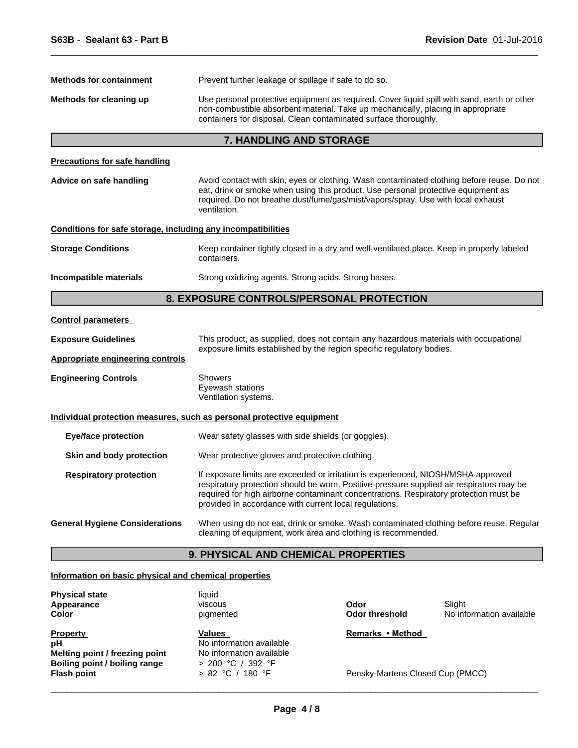**Methods for containment** Prevent further leakage or spillage if safe to do so.

**Methods for cleaning up** Use personal protective equipment as required. Cover liquid spill with sand, earth or other non-combustible absorbent material. Take up mechanically, placing in appropriate containers for disposal. Clean contaminated surface thoroughly.

## 7. HANDLING AND STORAGE

**Precautions for safe handling**

**Advice on safe handling** Avoid contact with skin, eyes or clothing. Wash contaminated clothing before reuse. Do not eat, drink or smoke when using this product. Use personal protective equipment as required. Do not breathe dust/fume/gas/mist/vapors/spray. Use with local exhaust ventilation.

**Conditions for safe storage, including any incompatibilities**

**Storage Conditions** Keep container tightly closed in a dry and well-ventilated place. Keep in properly labeled containers.

**Incompatible materials** Strong oxidizing agents. Strong acids. Strong bases.

## 8. EXPOSURE CONTROLS/PERSONAL PROTECTION

**Control parameters**

**Exposure Guidelines** This product, as supplied, does not contain any hazardous materials with occupational exposure limits established by the region specific regulatory bodies.

**Appropriate engineering controls**

**Engineering Controls** Showers
Eyewash stations
Ventilation systems.

**Individual protection measures, such as personal protective equipment**

**Eye/face protection** Wear safety glasses with side shields (or goggles).

**Skin and body protection** Wear protective gloves and protective clothing.

**Respiratory protection** If exposure limits are exceeded or irritation is experienced, NIOSH/MSHA approved respiratory protection should be worn. Positive-pressure supplied air respirators may be required for high airborne contaminant concentrations. Respiratory protection must be provided in accordance with current local regulations.

**General Hygiene Considerations** When using do not eat, drink or smoke. Wash contaminated clothing before reuse. Regular cleaning of equipment, work area and clothing is recommended.

## 9. PHYSICAL AND CHEMICAL PROPERTIES

**Information on basic physical and chemical properties**

| | | | |
|---|---|---|---|
| **Physical state** | liquid | | |
| **Appearance** | viscous | **Odor** | Slight |
| **Color** | pigmented | **Odor threshold** | No information available |

| **Property** | **Values** | **Remarks • Method** |
|---|---|---|
| **pH** | No information available | |
| **Melting point / freezing point** | No information available | |
| **Boiling point / boiling range** | > 200 °C / 392 °F | |
| **Flash point** | > 82 °C / 180 °F | Pensky-Martens Closed Cup (PMCC) |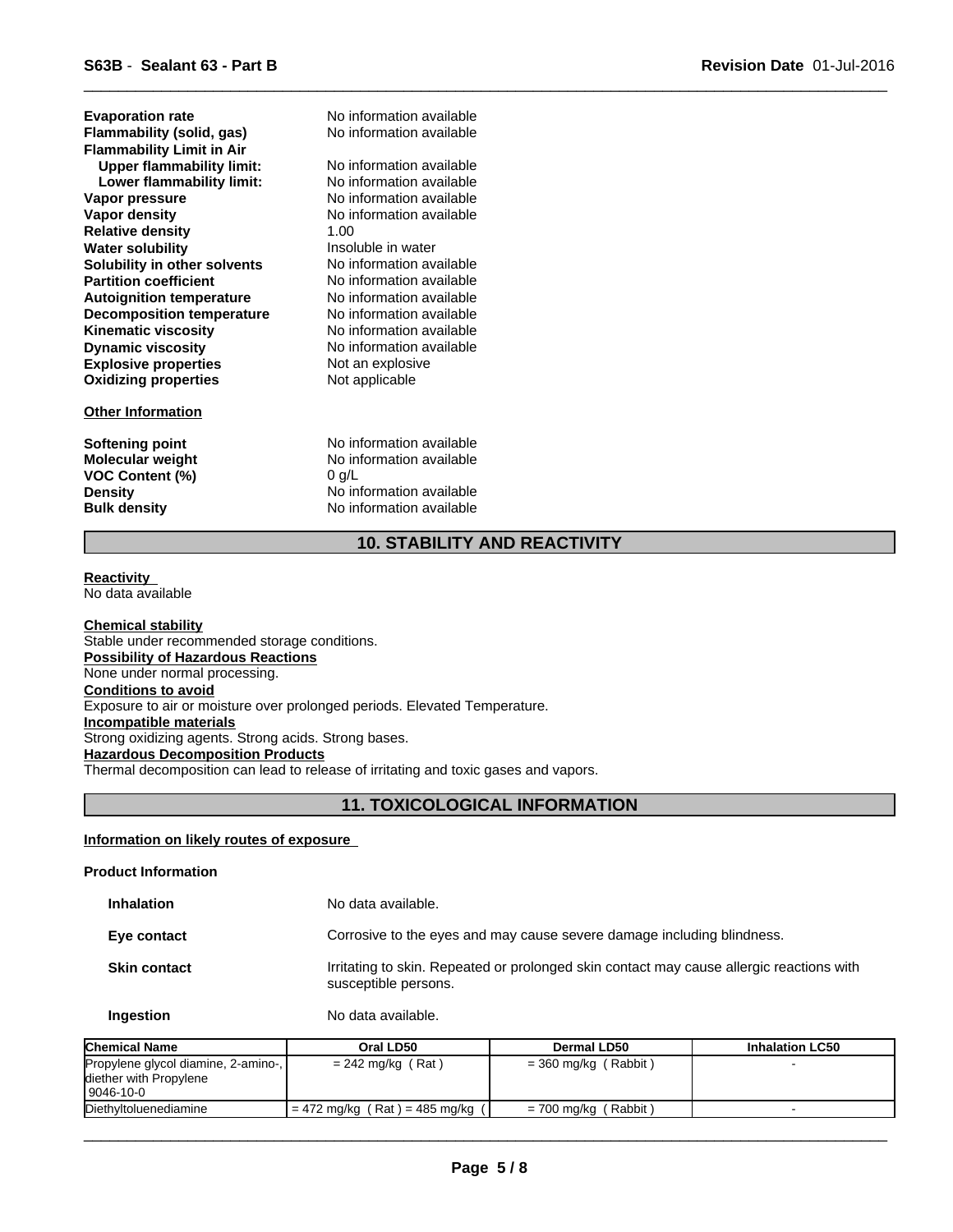| | |
|---|---|
| **Evaporation rate** | No information available |
| **Flammability (solid, gas)** | No information available |
| **Flammability Limit in Air** | |
| **Upper flammability limit:** | No information available |
| **Lower flammability limit:** | No information available |
| **Vapor pressure** | No information available |
| **Vapor density** | No information available |
| **Relative density** | 1.00 |
| **Water solubility** | Insoluble in water |
| **Solubility in other solvents** | No information available |
| **Partition coefficient** | No information available |
| **Autoignition temperature** | No information available |
| **Decomposition temperature** | No information available |
| **Kinematic viscosity** | No information available |
| **Dynamic viscosity** | No information available |
| **Explosive properties** | Not an explosive |
| **Oxidizing properties** | Not applicable |

**Other Information**

| | |
|---|---|
| **Softening point** | No information available |
| **Molecular weight** | No information available |
| **VOC Content (%)** | 0 g/L |
| **Density** | No information available |
| **Bulk density** | No information available |

## 10. STABILITY AND REACTIVITY

**Reactivity**
No data available

**Chemical stability**
Stable under recommended storage conditions.

**Possibility of Hazardous Reactions**
None under normal processing.

**Conditions to avoid**
Exposure to air or moisture over prolonged periods. Elevated Temperature.

**Incompatible materials**
Strong oxidizing agents. Strong acids. Strong bases.

**Hazardous Decomposition Products**
Thermal decomposition can lead to release of irritating and toxic gases and vapors.

## 11. TOXICOLOGICAL INFORMATION

**Information on likely routes of exposure**

**Product Information**

| | |
|---|---|
| **Inhalation** | No data available. |
| **Eye contact** | Corrosive to the eyes and may cause severe damage including blindness. |
| **Skin contact** | Irritating to skin. Repeated or prolonged skin contact may cause allergic reactions with susceptible persons. |
| **Ingestion** | No data available. |

| Chemical Name | Oral LD50 | Dermal LD50 | Inhalation LC50 |
|---|---|---|---|
| Propylene glycol diamine, 2-amino-, diether with Propylene 9046-10-0 | = 242 mg/kg ( Rat ) | = 360 mg/kg ( Rabbit ) | - |
| Diethyltoluenediamine | = 472 mg/kg ( Rat ) = 485 mg/kg ( | = 700 mg/kg ( Rabbit ) | - |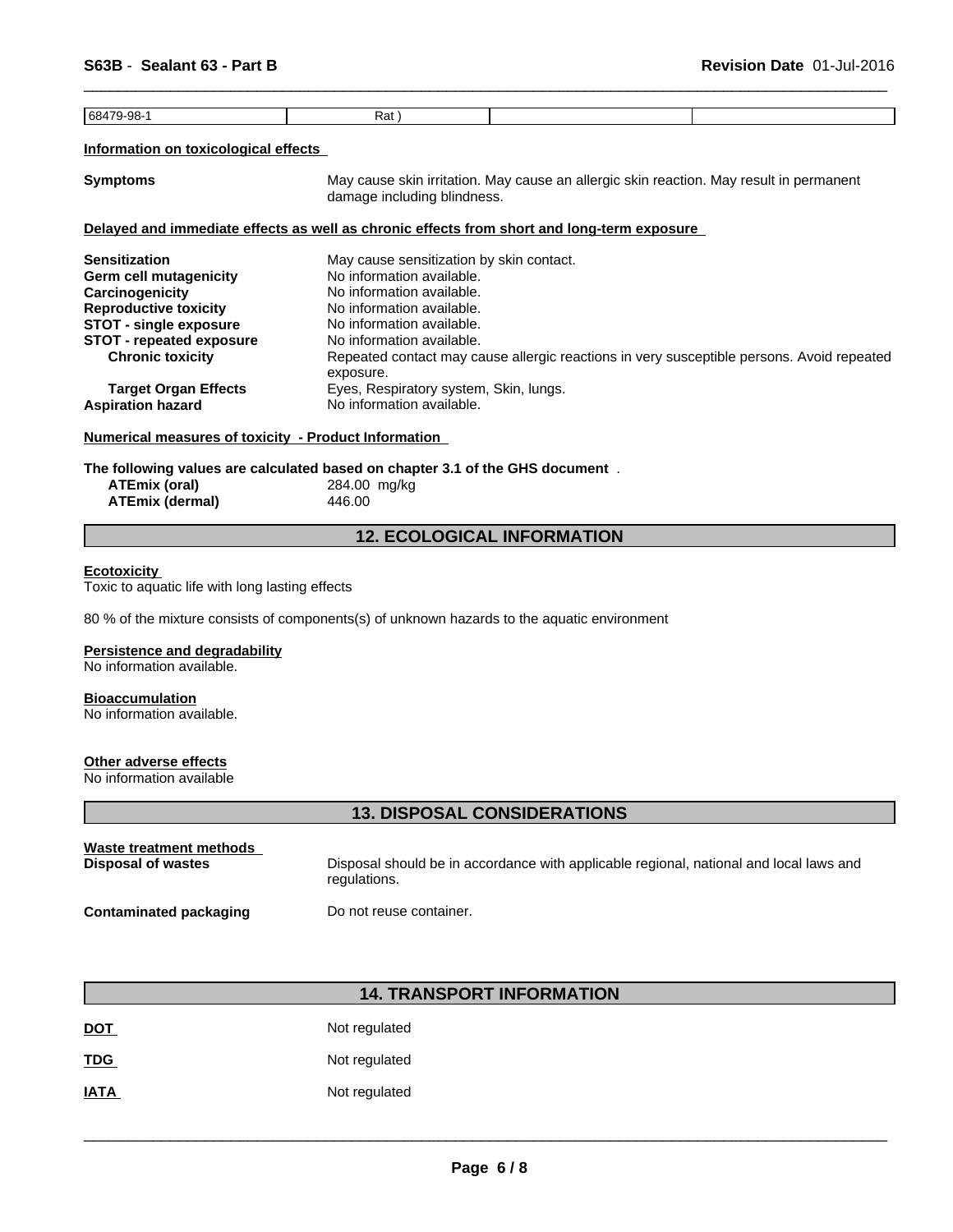| 68479-98-1 | Rat ) | | |
|---|---|---|---|

**Information on toxicological effects**

| | |
|---|---|
| **Symptoms** | May cause skin irritation. May cause an allergic skin reaction. May result in permanent damage including blindness. |

**Delayed and immediate effects as well as chronic effects from short and long-term exposure**

| | |
|---|---|
| **Sensitization** | May cause sensitization by skin contact. |
| **Germ cell mutagenicity** | No information available. |
| **Carcinogenicity** | No information available. |
| **Reproductive toxicity** | No information available. |
| **STOT - single exposure** | No information available. |
| **STOT - repeated exposure** | No information available. |
| **Chronic toxicity** | Repeated contact may cause allergic reactions in very susceptible persons. Avoid repeated exposure. |
| **Target Organ Effects** | Eyes, Respiratory system, Skin, lungs. |
| **Aspiration hazard** | No information available. |

**Numerical measures of toxicity - Product Information**

**The following values are calculated based on chapter 3.1 of the GHS document** .

| | |
|---|---|
| **ATEmix (oral)** | 284.00 mg/kg |
| **ATEmix (dermal)** | 446.00 |

## 12. ECOLOGICAL INFORMATION

**Ecotoxicity**

Toxic to aquatic life with long lasting effects

80 % of the mixture consists of components(s) of unknown hazards to the aquatic environment

**Persistence and degradability**

No information available.

**Bioaccumulation**

No information available.

**Other adverse effects**

No information available

## 13. DISPOSAL CONSIDERATIONS

**Waste treatment methods**

| | |
|---|---|
| **Disposal of wastes** | Disposal should be in accordance with applicable regional, national and local laws and regulations. |
| **Contaminated packaging** | Do not reuse container. |

## 14. TRANSPORT INFORMATION

| | |
|---|---|
| **DOT** | Not regulated |
| **TDG** | Not regulated |
| **IATA** | Not regulated |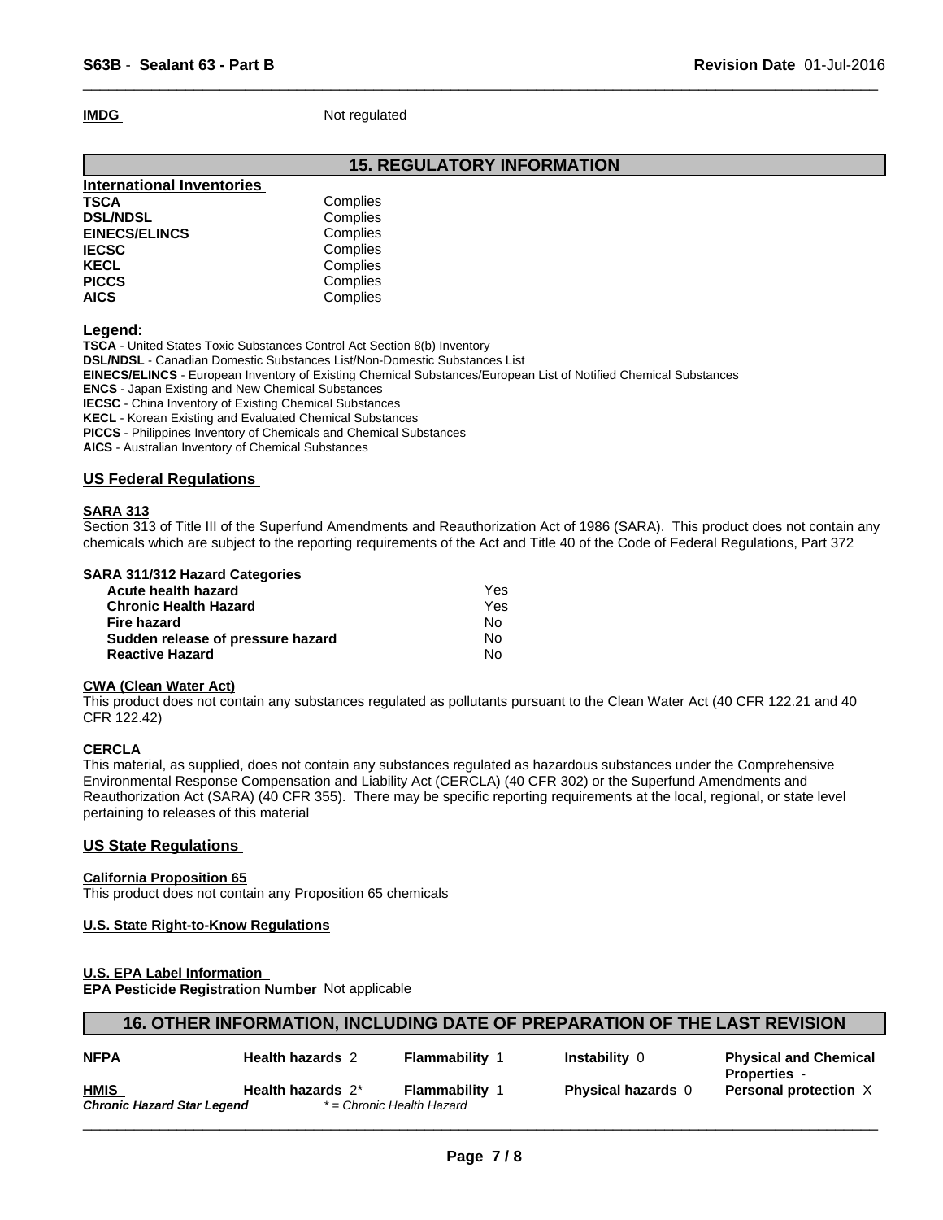**IMDG** Not regulated

## 15. REGULATORY INFORMATION

### International Inventories

| | |
|---|---|
| **TSCA** | Complies |
| **DSL/NDSL** | Complies |
| **EINECS/ELINCS** | Complies |
| **IECSC** | Complies |
| **KECL** | Complies |
| **PICCS** | Complies |
| **AICS** | Complies |

**Legend:**

**TSCA** - United States Toxic Substances Control Act Section 8(b) Inventory
**DSL/NDSL** - Canadian Domestic Substances List/Non-Domestic Substances List
**EINECS/ELINCS** - European Inventory of Existing Chemical Substances/European List of Notified Chemical Substances
**ENCS** - Japan Existing and New Chemical Substances
**IECSC** - China Inventory of Existing Chemical Substances
**KECL** - Korean Existing and Evaluated Chemical Substances
**PICCS** - Philippines Inventory of Chemicals and Chemical Substances
**AICS** - Australian Inventory of Chemical Substances

### US Federal Regulations

**SARA 313**

Section 313 of Title III of the Superfund Amendments and Reauthorization Act of 1986 (SARA). This product does not contain any chemicals which are subject to the reporting requirements of the Act and Title 40 of the Code of Federal Regulations, Part 372

**SARA 311/312 Hazard Categories**

| | |
|---|---|
| **Acute health hazard** | Yes |
| **Chronic Health Hazard** | Yes |
| **Fire hazard** | No |
| **Sudden release of pressure hazard** | No |
| **Reactive Hazard** | No |

**CWA (Clean Water Act)**

This product does not contain any substances regulated as pollutants pursuant to the Clean Water Act (40 CFR 122.21 and 40 CFR 122.42)

**CERCLA**

This material, as supplied, does not contain any substances regulated as hazardous substances under the Comprehensive Environmental Response Compensation and Liability Act (CERCLA) (40 CFR 302) or the Superfund Amendments and Reauthorization Act (SARA) (40 CFR 355). There may be specific reporting requirements at the local, regional, or state level pertaining to releases of this material

### US State Regulations

**California Proposition 65**

This product does not contain any Proposition 65 chemicals

**U.S. State Right-to-Know Regulations**

**U.S. EPA Label Information**

**EPA Pesticide Registration Number** Not applicable

## 16. OTHER INFORMATION, INCLUDING DATE OF PREPARATION OF THE LAST REVISION

| | | | | |
|---|---|---|---|---|
| **NFPA** | **Health hazards** 2 | **Flammability** 1 | **Instability** 0 | **Physical and Chemical Properties** - |
| **HMIS** | **Health hazards** 2* | **Flammability** 1 | **Physical hazards** 0 | **Personal protection** X |

***Chronic Hazard Star Legend*** *\* = Chronic Health Hazard*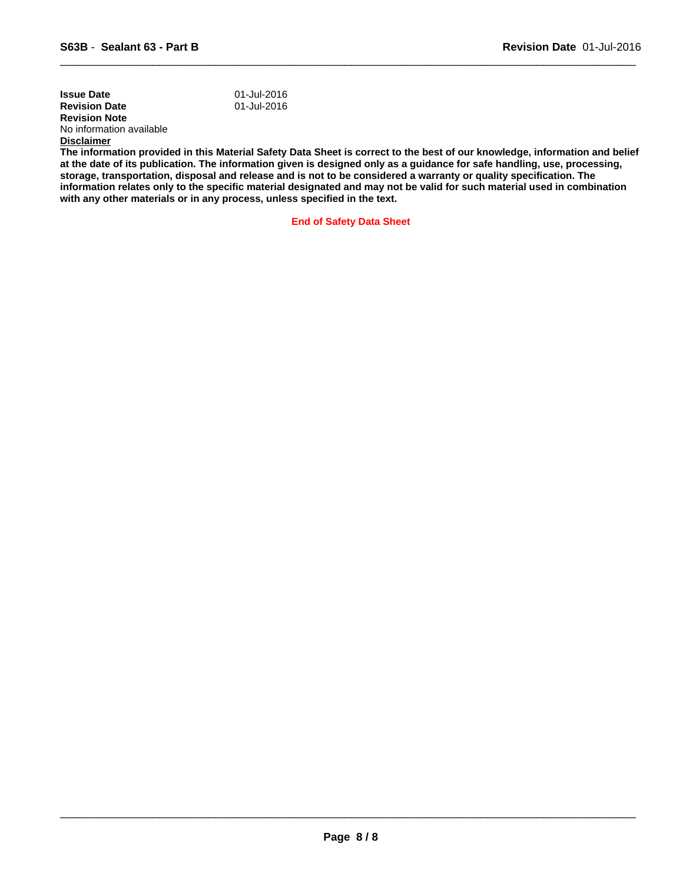**Issue Date** 01-Jul-2016
**Revision Date** 01-Jul-2016
**Revision Note**
No information available

**Disclaimer**

**The information provided in this Material Safety Data Sheet is correct to the best of our knowledge, information and belief at the date of its publication. The information given is designed only as a guidance for safe handling, use, processing, storage, transportation, disposal and release and is not to be considered a warranty or quality specification. The information relates only to the specific material designated and may not be valid for such material used in combination with any other materials or in any process, unless specified in the text.**

**End of Safety Data Sheet**